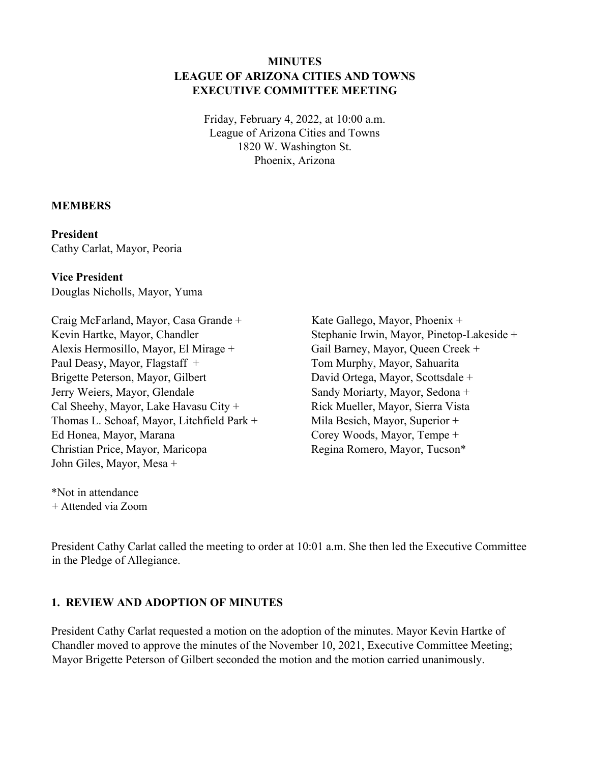# MINUTES
# LEAGUE OF ARIZONA CITIES AND TOWNS
# EXECUTIVE COMMITTEE MEETING

Friday, February 4, 2022, at 10:00 a.m.
League of Arizona Cities and Towns
1820 W. Washington St.
Phoenix, Arizona

## MEMBERS

**President**
Cathy Carlat, Mayor, Peoria

**Vice President**
Douglas Nicholls, Mayor, Yuma

Craig McFarland, Mayor, Casa Grande +
Kevin Hartke, Mayor, Chandler
Alexis Hermosillo, Mayor, El Mirage +
Paul Deasy, Mayor, Flagstaff +
Brigette Peterson, Mayor, Gilbert
Jerry Weiers, Mayor, Glendale
Cal Sheehy, Mayor, Lake Havasu City +
Thomas L. Schoaf, Mayor, Litchfield Park +
Ed Honea, Mayor, Marana
Christian Price, Mayor, Maricopa
John Giles, Mayor, Mesa +
Kate Gallego, Mayor, Phoenix +
Stephanie Irwin, Mayor, Pinetop-Lakeside +
Gail Barney, Mayor, Queen Creek +
Tom Murphy, Mayor, Sahuarita
David Ortega, Mayor, Scottsdale +
Sandy Moriarty, Mayor, Sedona +
Rick Mueller, Mayor, Sierra Vista
Mila Besich, Mayor, Superior +
Corey Woods, Mayor, Tempe +
Regina Romero, Mayor, Tucson*

*Not in attendance
+ Attended via Zoom

President Cathy Carlat called the meeting to order at 10:01 a.m. She then led the Executive Committee in the Pledge of Allegiance.

## 1. REVIEW AND ADOPTION OF MINUTES

President Cathy Carlat requested a motion on the adoption of the minutes. Mayor Kevin Hartke of Chandler moved to approve the minutes of the November 10, 2021, Executive Committee Meeting; Mayor Brigette Peterson of Gilbert seconded the motion and the motion carried unanimously.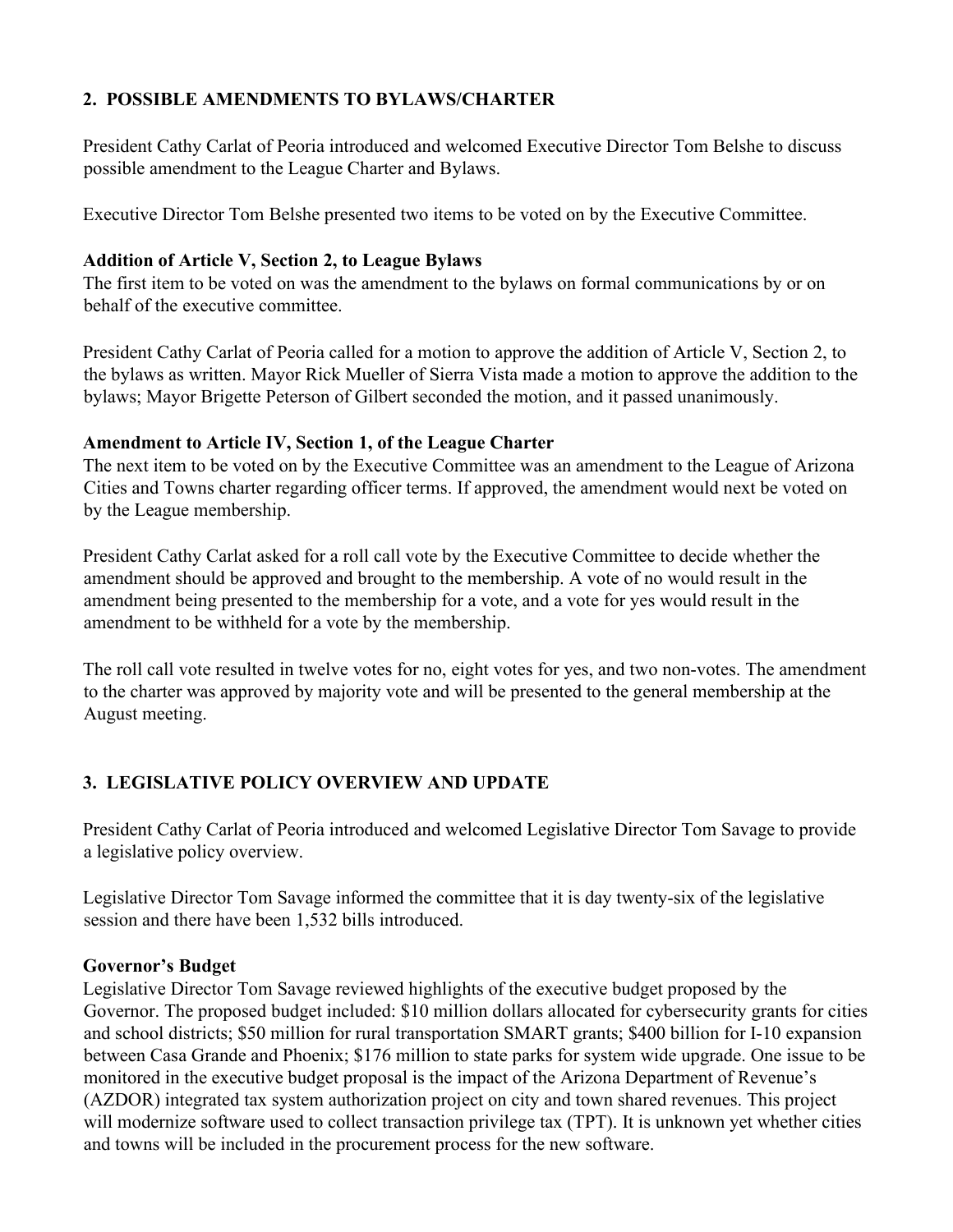## 2. POSSIBLE AMENDMENTS TO BYLAWS/CHARTER

President Cathy Carlat of Peoria introduced and welcomed Executive Director Tom Belshe to discuss possible amendment to the League Charter and Bylaws.

Executive Director Tom Belshe presented two items to be voted on by the Executive Committee.

**Addition of Article V, Section 2, to League Bylaws**

The first item to be voted on was the amendment to the bylaws on formal communications by or on behalf of the executive committee.

President Cathy Carlat of Peoria called for a motion to approve the addition of Article V, Section 2, to the bylaws as written. Mayor Rick Mueller of Sierra Vista made a motion to approve the addition to the bylaws; Mayor Brigette Peterson of Gilbert seconded the motion, and it passed unanimously.

**Amendment to Article IV, Section 1, of the League Charter**

The next item to be voted on by the Executive Committee was an amendment to the League of Arizona Cities and Towns charter regarding officer terms. If approved, the amendment would next be voted on by the League membership.

President Cathy Carlat asked for a roll call vote by the Executive Committee to decide whether the amendment should be approved and brought to the membership. A vote of no would result in the amendment being presented to the membership for a vote, and a vote for yes would result in the amendment to be withheld for a vote by the membership.

The roll call vote resulted in twelve votes for no, eight votes for yes, and two non-votes. The amendment to the charter was approved by majority vote and will be presented to the general membership at the August meeting.

## 3. LEGISLATIVE POLICY OVERVIEW AND UPDATE

President Cathy Carlat of Peoria introduced and welcomed Legislative Director Tom Savage to provide a legislative policy overview.

Legislative Director Tom Savage informed the committee that it is day twenty-six of the legislative session and there have been 1,532 bills introduced.

**Governor's Budget**

Legislative Director Tom Savage reviewed highlights of the executive budget proposed by the Governor. The proposed budget included: $10 million dollars allocated for cybersecurity grants for cities and school districts; $50 million for rural transportation SMART grants; $400 billion for I-10 expansion between Casa Grande and Phoenix; $176 million to state parks for system wide upgrade. One issue to be monitored in the executive budget proposal is the impact of the Arizona Department of Revenue's (AZDOR) integrated tax system authorization project on city and town shared revenues. This project will modernize software used to collect transaction privilege tax (TPT). It is unknown yet whether cities and towns will be included in the procurement process for the new software.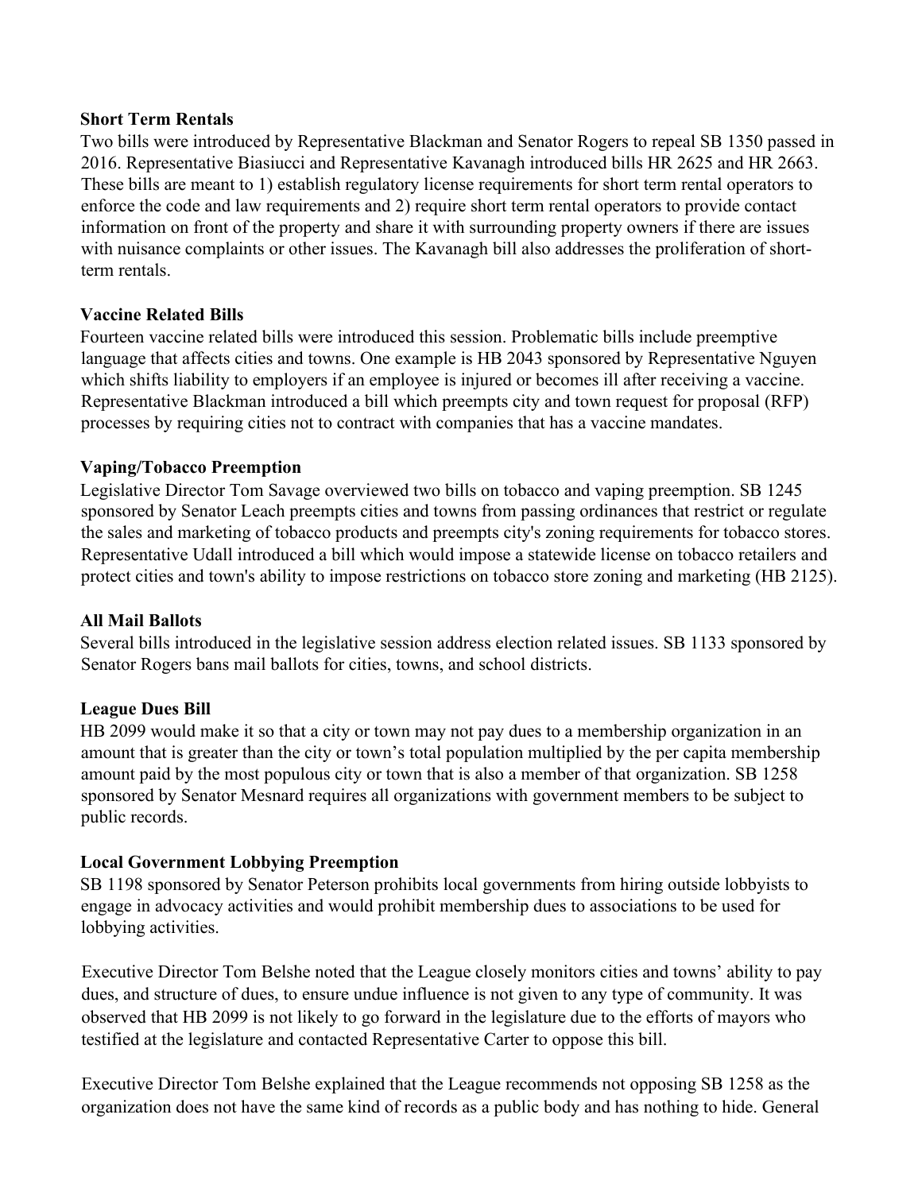**Short Term Rentals**

Two bills were introduced by Representative Blackman and Senator Rogers to repeal SB 1350 passed in 2016. Representative Biasiucci and Representative Kavanagh introduced bills HR 2625 and HR 2663. These bills are meant to 1) establish regulatory license requirements for short term rental operators to enforce the code and law requirements and 2) require short term rental operators to provide contact information on front of the property and share it with surrounding property owners if there are issues with nuisance complaints or other issues. The Kavanagh bill also addresses the proliferation of short-term rentals.

**Vaccine Related Bills**

Fourteen vaccine related bills were introduced this session. Problematic bills include preemptive language that affects cities and towns. One example is HB 2043 sponsored by Representative Nguyen which shifts liability to employers if an employee is injured or becomes ill after receiving a vaccine. Representative Blackman introduced a bill which preempts city and town request for proposal (RFP) processes by requiring cities not to contract with companies that has a vaccine mandates.

**Vaping/Tobacco Preemption**

Legislative Director Tom Savage overviewed two bills on tobacco and vaping preemption. SB 1245 sponsored by Senator Leach preempts cities and towns from passing ordinances that restrict or regulate the sales and marketing of tobacco products and preempts city's zoning requirements for tobacco stores. Representative Udall introduced a bill which would impose a statewide license on tobacco retailers and protect cities and town's ability to impose restrictions on tobacco store zoning and marketing (HB 2125).

**All Mail Ballots**

Several bills introduced in the legislative session address election related issues. SB 1133 sponsored by Senator Rogers bans mail ballots for cities, towns, and school districts.

**League Dues Bill**

HB 2099 would make it so that a city or town may not pay dues to a membership organization in an amount that is greater than the city or town's total population multiplied by the per capita membership amount paid by the most populous city or town that is also a member of that organization. SB 1258 sponsored by Senator Mesnard requires all organizations with government members to be subject to public records.

**Local Government Lobbying Preemption**

SB 1198 sponsored by Senator Peterson prohibits local governments from hiring outside lobbyists to engage in advocacy activities and would prohibit membership dues to associations to be used for lobbying activities.

Executive Director Tom Belshe noted that the League closely monitors cities and towns' ability to pay dues, and structure of dues, to ensure undue influence is not given to any type of community. It was observed that HB 2099 is not likely to go forward in the legislature due to the efforts of mayors who testified at the legislature and contacted Representative Carter to oppose this bill.

Executive Director Tom Belshe explained that the League recommends not opposing SB 1258 as the organization does not have the same kind of records as a public body and has nothing to hide. General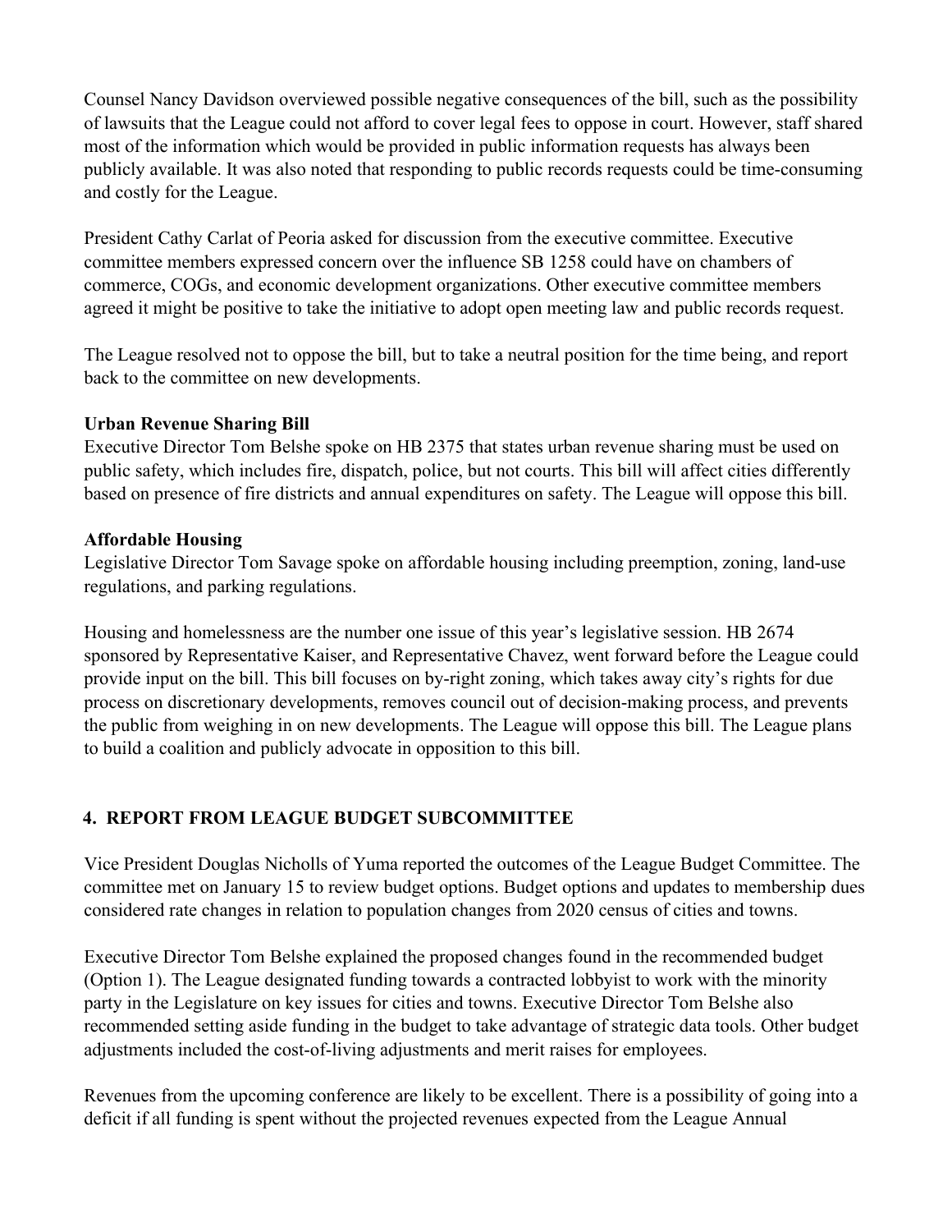Counsel Nancy Davidson overviewed possible negative consequences of the bill, such as the possibility of lawsuits that the League could not afford to cover legal fees to oppose in court. However, staff shared most of the information which would be provided in public information requests has always been publicly available. It was also noted that responding to public records requests could be time-consuming and costly for the League.

President Cathy Carlat of Peoria asked for discussion from the executive committee. Executive committee members expressed concern over the influence SB 1258 could have on chambers of commerce, COGs, and economic development organizations. Other executive committee members agreed it might be positive to take the initiative to adopt open meeting law and public records request.

The League resolved not to oppose the bill, but to take a neutral position for the time being, and report back to the committee on new developments.

**Urban Revenue Sharing Bill**

Executive Director Tom Belshe spoke on HB 2375 that states urban revenue sharing must be used on public safety, which includes fire, dispatch, police, but not courts. This bill will affect cities differently based on presence of fire districts and annual expenditures on safety. The League will oppose this bill.

**Affordable Housing**

Legislative Director Tom Savage spoke on affordable housing including preemption, zoning, land-use regulations, and parking regulations.

Housing and homelessness are the number one issue of this year's legislative session. HB 2674 sponsored by Representative Kaiser, and Representative Chavez, went forward before the League could provide input on the bill. This bill focuses on by-right zoning, which takes away city's rights for due process on discretionary developments, removes council out of decision-making process, and prevents the public from weighing in on new developments. The League will oppose this bill. The League plans to build a coalition and publicly advocate in opposition to this bill.

## 4. REPORT FROM LEAGUE BUDGET SUBCOMMITTEE

Vice President Douglas Nicholls of Yuma reported the outcomes of the League Budget Committee. The committee met on January 15 to review budget options. Budget options and updates to membership dues considered rate changes in relation to population changes from 2020 census of cities and towns.

Executive Director Tom Belshe explained the proposed changes found in the recommended budget (Option 1). The League designated funding towards a contracted lobbyist to work with the minority party in the Legislature on key issues for cities and towns. Executive Director Tom Belshe also recommended setting aside funding in the budget to take advantage of strategic data tools. Other budget adjustments included the cost-of-living adjustments and merit raises for employees.

Revenues from the upcoming conference are likely to be excellent. There is a possibility of going into a deficit if all funding is spent without the projected revenues expected from the League Annual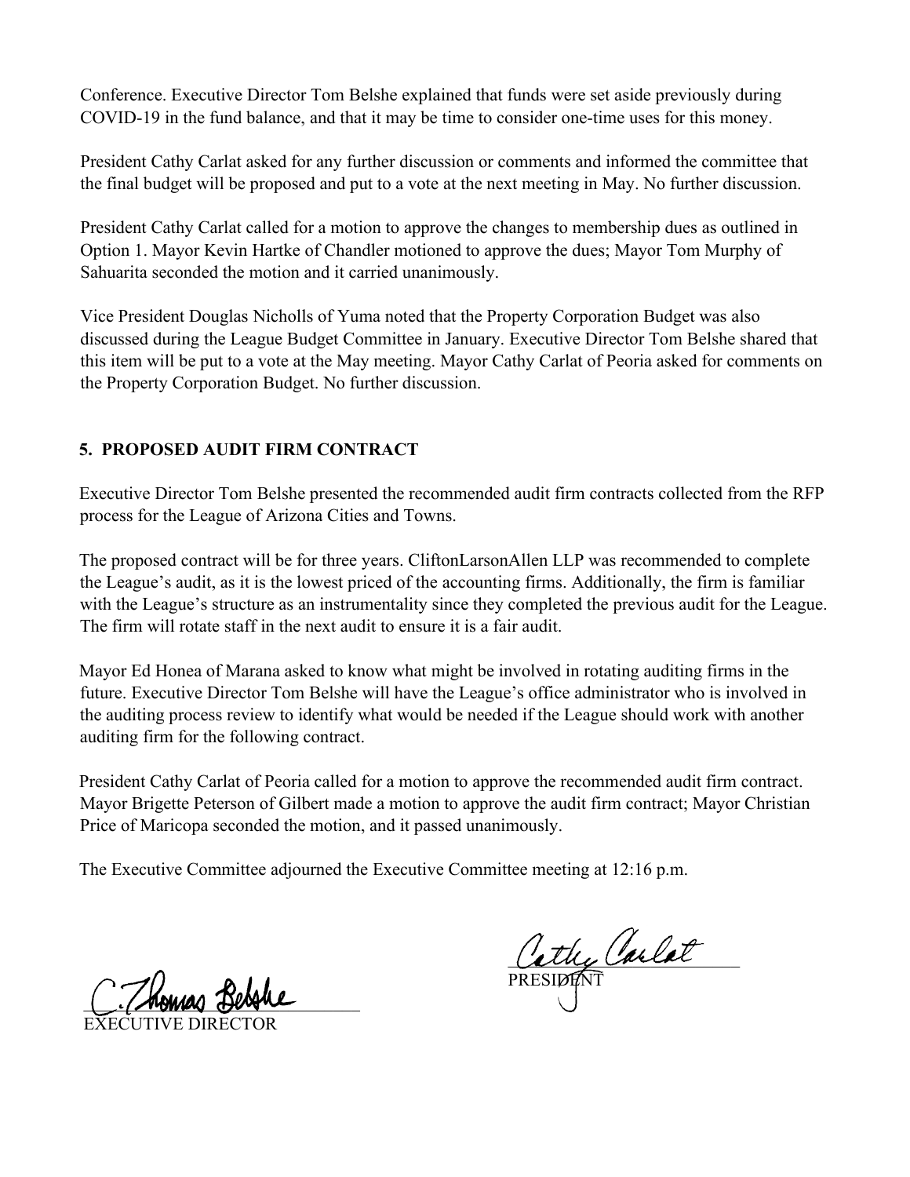Conference. Executive Director Tom Belshe explained that funds were set aside previously during COVID-19 in the fund balance, and that it may be time to consider one-time uses for this money.

President Cathy Carlat asked for any further discussion or comments and informed the committee that the final budget will be proposed and put to a vote at the next meeting in May. No further discussion.

President Cathy Carlat called for a motion to approve the changes to membership dues as outlined in Option 1. Mayor Kevin Hartke of Chandler motioned to approve the dues; Mayor Tom Murphy of Sahuarita seconded the motion and it carried unanimously.

Vice President Douglas Nicholls of Yuma noted that the Property Corporation Budget was also discussed during the League Budget Committee in January. Executive Director Tom Belshe shared that this item will be put to a vote at the May meeting. Mayor Cathy Carlat of Peoria asked for comments on the Property Corporation Budget. No further discussion.

## 5. PROPOSED AUDIT FIRM CONTRACT

Executive Director Tom Belshe presented the recommended audit firm contracts collected from the RFP process for the League of Arizona Cities and Towns.

The proposed contract will be for three years. CliftonLarsonAllen LLP was recommended to complete the League's audit, as it is the lowest priced of the accounting firms. Additionally, the firm is familiar with the League's structure as an instrumentality since they completed the previous audit for the League. The firm will rotate staff in the next audit to ensure it is a fair audit.

Mayor Ed Honea of Marana asked to know what might be involved in rotating auditing firms in the future. Executive Director Tom Belshe will have the League's office administrator who is involved in the auditing process review to identify what would be needed if the League should work with another auditing firm for the following contract.

President Cathy Carlat of Peoria called for a motion to approve the recommended audit firm contract. Mayor Brigette Peterson of Gilbert made a motion to approve the audit firm contract; Mayor Christian Price of Maricopa seconded the motion, and it passed unanimously.

The Executive Committee adjourned the Executive Committee meeting at 12:16 p.m.

C. Thomas Belshe
EXECUTIVE DIRECTOR

Cathy Carlat
PRESIDENT